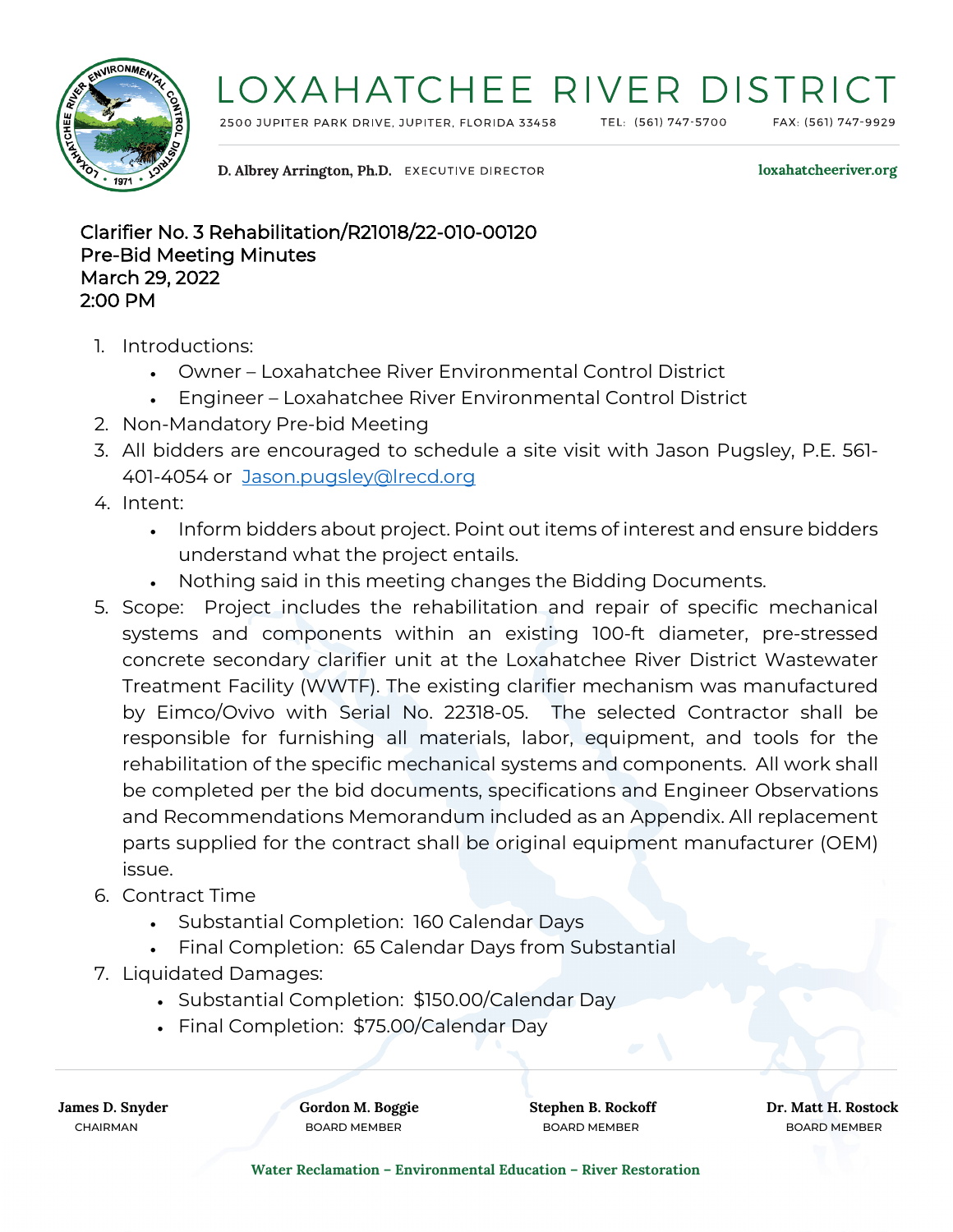# LOXAHATCHEE RIVER DISTRICT

2500 JUPITER PARK DRIVE, JUPITER, FLORIDA 33458  TEL: (561) 747-5700  FAX: (561) 747-9929

**D. Albrey Arrington, Ph.D.** EXECUTIVE DIRECTOR  **loxahatcheeriver.org**

## Clarifier No. 3 Rehabilitation/R21018/22-010-00120
## Pre-Bid Meeting Minutes
## March 29, 2022
## 2:00 PM

1. Introductions:
   - Owner – Loxahatchee River Environmental Control District
   - Engineer – Loxahatchee River Environmental Control District
2. Non-Mandatory Pre-bid Meeting
3. All bidders are encouraged to schedule a site visit with Jason Pugsley, P.E. 561-401-4054 or [Jason.pugsley@lrecd.org](mailto:Jason.pugsley@lrecd.org)
4. Intent:
   - Inform bidders about project. Point out items of interest and ensure bidders understand what the project entails.
   - Nothing said in this meeting changes the Bidding Documents.
5. Scope: Project includes the rehabilitation and repair of specific mechanical systems and components within an existing 100-ft diameter, pre-stressed concrete secondary clarifier unit at the Loxahatchee River District Wastewater Treatment Facility (WWTF). The existing clarifier mechanism was manufactured by Eimco/Ovivo with Serial No. 22318-05. The selected Contractor shall be responsible for furnishing all materials, labor, equipment, and tools for the rehabilitation of the specific mechanical systems and components. All work shall be completed per the bid documents, specifications and Engineer Observations and Recommendations Memorandum included as an Appendix. All replacement parts supplied for the contract shall be original equipment manufacturer (OEM) issue.
6. Contract Time
   - Substantial Completion: 160 Calendar Days
   - Final Completion: 65 Calendar Days from Substantial
7. Liquidated Damages:
   - Substantial Completion: $150.00/Calendar Day
   - Final Completion: $75.00/Calendar Day

**James D. Snyder** CHAIRMAN  **Gordon M. Boggie** BOARD MEMBER  **Stephen B. Rockoff** BOARD MEMBER  **Dr. Matt H. Rostock** BOARD MEMBER

**Water Reclamation – Environmental Education – River Restoration**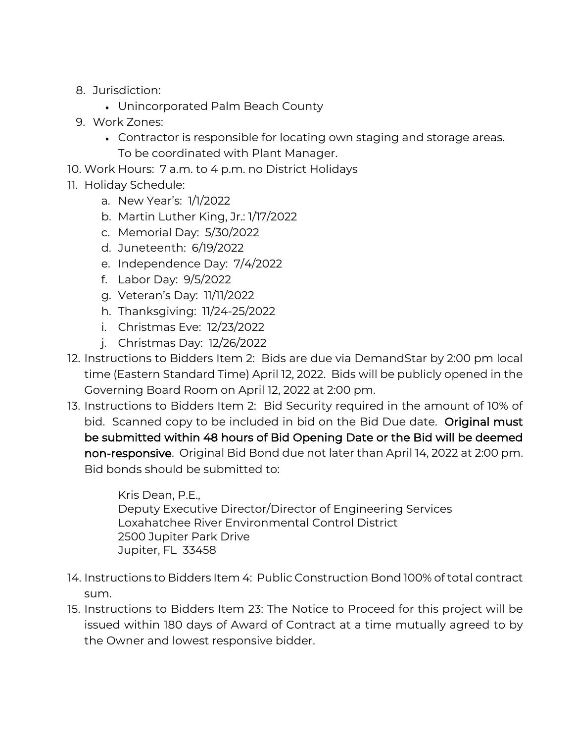8. Jurisdiction:
   - Unincorporated Palm Beach County
9. Work Zones:
   - Contractor is responsible for locating own staging and storage areas. To be coordinated with Plant Manager.
10. Work Hours: 7 a.m. to 4 p.m. no District Holidays
11. Holiday Schedule:
    a. New Year's: 1/1/2022
    b. Martin Luther King, Jr.: 1/17/2022
    c. Memorial Day: 5/30/2022
    d. Juneteenth: 6/19/2022
    e. Independence Day: 7/4/2022
    f. Labor Day: 9/5/2022
    g. Veteran's Day: 11/11/2022
    h. Thanksgiving: 11/24-25/2022
    i. Christmas Eve: 12/23/2022
    j. Christmas Day: 12/26/2022
12. Instructions to Bidders Item 2: Bids are due via DemandStar by 2:00 pm local time (Eastern Standard Time) April 12, 2022. Bids will be publicly opened in the Governing Board Room on April 12, 2022 at 2:00 pm.
13. Instructions to Bidders Item 2: Bid Security required in the amount of 10% of bid. Scanned copy to be included in bid on the Bid Due date. **Original must be submitted within 48 hours of Bid Opening Date or the Bid will be deemed non-responsive**. Original Bid Bond due not later than April 14, 2022 at 2:00 pm. Bid bonds should be submitted to:

    Kris Dean, P.E.,
    Deputy Executive Director/Director of Engineering Services
    Loxahatchee River Environmental Control District
    2500 Jupiter Park Drive
    Jupiter, FL 33458

14. Instructions to Bidders Item 4: Public Construction Bond 100% of total contract sum.
15. Instructions to Bidders Item 23: The Notice to Proceed for this project will be issued within 180 days of Award of Contract at a time mutually agreed to by the Owner and lowest responsive bidder.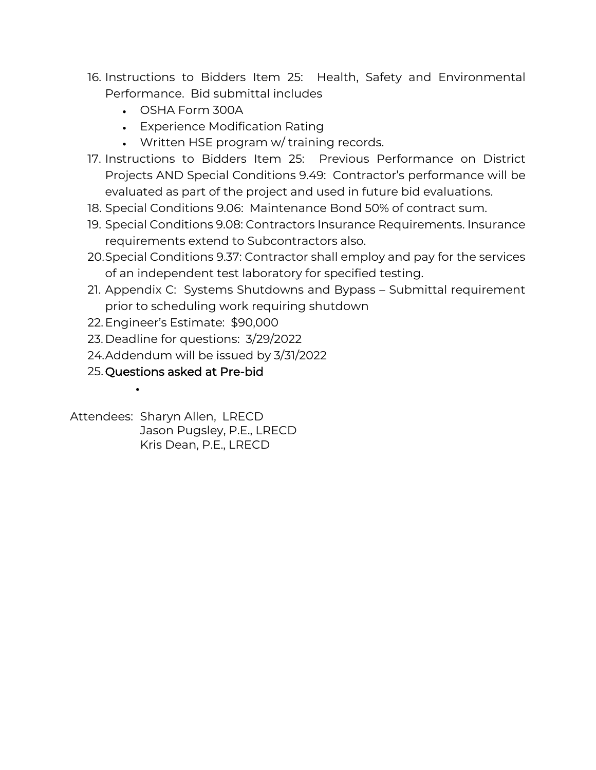16. Instructions to Bidders Item 25: Health, Safety and Environmental Performance. Bid submittal includes
    - OSHA Form 300A
    - Experience Modification Rating
    - Written HSE program w/ training records.
17. Instructions to Bidders Item 25: Previous Performance on District Projects AND Special Conditions 9.49: Contractor's performance will be evaluated as part of the project and used in future bid evaluations.
18. Special Conditions 9.06: Maintenance Bond 50% of contract sum.
19. Special Conditions 9.08: Contractors Insurance Requirements. Insurance requirements extend to Subcontractors also.
20. Special Conditions 9.37: Contractor shall employ and pay for the services of an independent test laboratory for specified testing.
21. Appendix C: Systems Shutdowns and Bypass – Submittal requirement prior to scheduling work requiring shutdown
22. Engineer's Estimate: $90,000
23. Deadline for questions: 3/29/2022
24. Addendum will be issued by 3/31/2022
25. Questions asked at Pre-bid
    -

Attendees: Sharyn Allen, LRECD
Jason Pugsley, P.E., LRECD
Kris Dean, P.E., LRECD